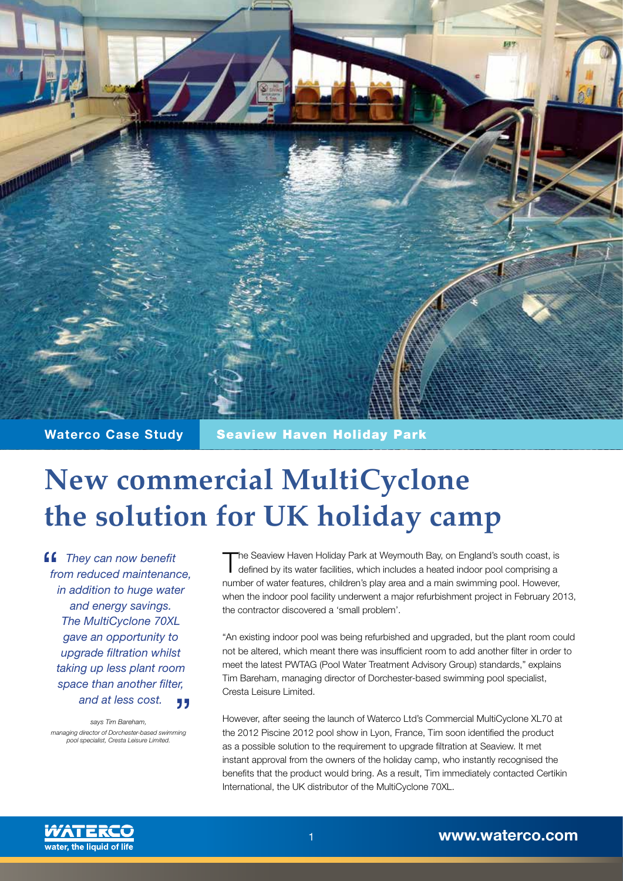**Waterco Case Study** | **Seaview Haven Holiday Park**

# New commercial MultiCyclone the solution for UK holiday camp

> *"They can now benefit from reduced maintenance, in addition to huge water and energy savings. The MultiCyclone 70XL gave an opportunity to upgrade filtration whilst taking up less plant room space than another filter, and at less cost."*
>
> *says Tim Bareham, managing director of Dorchester-based swimming pool specialist, Cresta Leisure Limited.*

The Seaview Haven Holiday Park at Weymouth Bay, on England's south coast, is defined by its water facilities, which includes a heated indoor pool comprising a number of water features, children's play area and a main swimming pool. However, when the indoor pool facility underwent a major refurbishment project in February 2013, the contractor discovered a 'small problem'.

"An existing indoor pool was being refurbished and upgraded, but the plant room could not be altered, which meant there was insufficient room to add another filter in order to meet the latest PWTAG (Pool Water Treatment Advisory Group) standards," explains Tim Bareham, managing director of Dorchester-based swimming pool specialist, Cresta Leisure Limited.

However, after seeing the launch of Waterco Ltd's Commercial MultiCyclone XL70 at the 2012 Piscine 2012 pool show in Lyon, France, Tim soon identified the product as a possible solution to the requirement to upgrade filtration at Seaview. It met instant approval from the owners of the holiday camp, who instantly recognised the benefits that the product would bring. As a result, Tim immediately contacted Certikin International, the UK distributor of the MultiCyclone 70XL.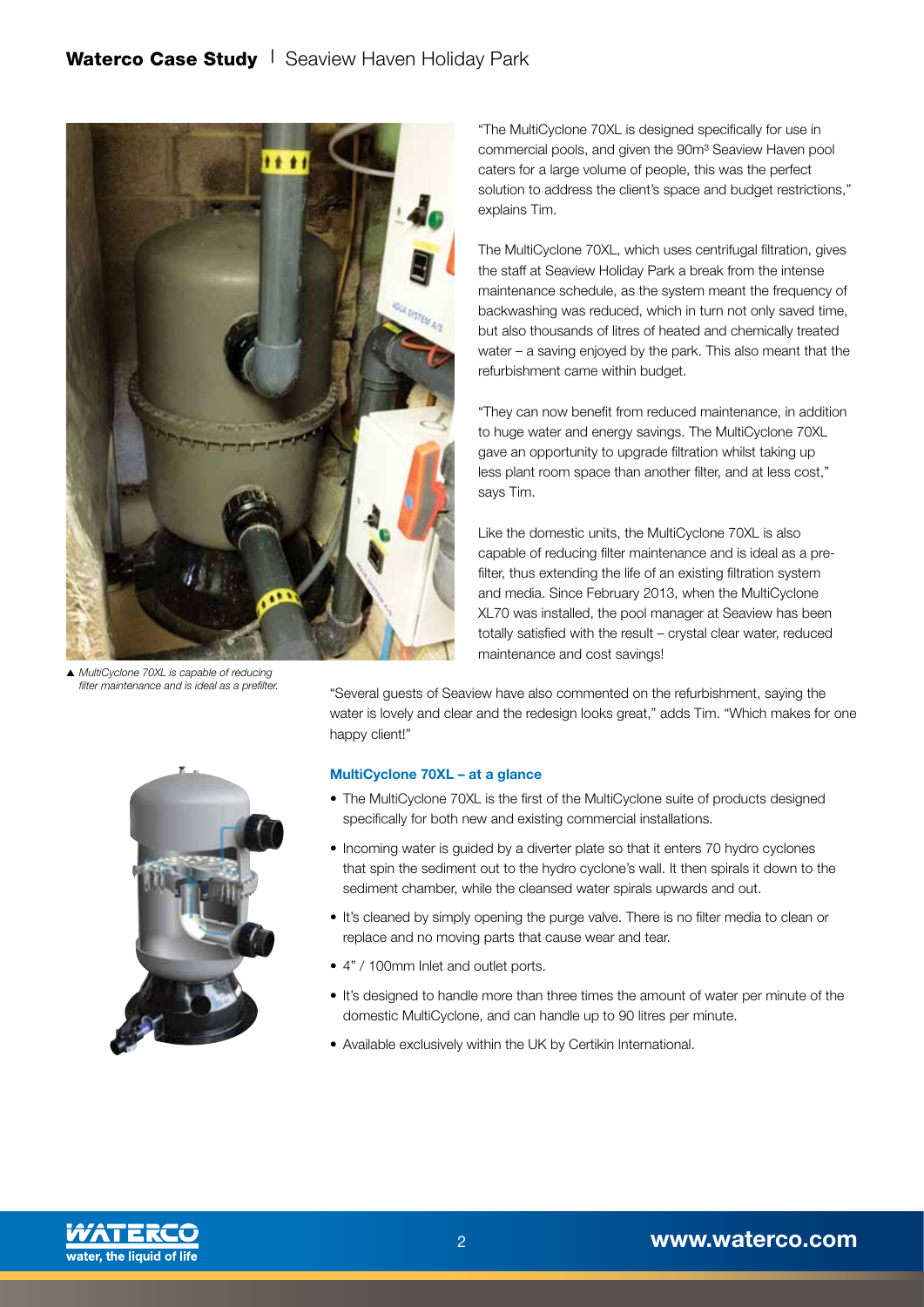"The MultiCyclone 70XL is designed specifically for use in commercial pools, and given the 90m$^3$ Seaview Haven pool caters for a large volume of people, this was the perfect solution to address the client's space and budget restrictions," explains Tim.

The MultiCyclone 70XL, which uses centrifugal filtration, gives the staff at Seaview Holiday Park a break from the intense maintenance schedule, as the system meant the frequency of backwashing was reduced, which in turn not only saved time, but also thousands of litres of heated and chemically treated water – a saving enjoyed by the park. This also meant that the refurbishment came within budget.

"They can now benefit from reduced maintenance, in addition to huge water and energy savings. The MultiCyclone 70XL gave an opportunity to upgrade filtration whilst taking up less plant room space than another filter, and at less cost," says Tim.

Like the domestic units, the MultiCyclone 70XL is also capable of reducing filter maintenance and is ideal as a pre-filter, thus extending the life of an existing filtration system and media. Since February 2013, when the MultiCyclone XL70 was installed, the pool manager at Seaview has been totally satisfied with the result – crystal clear water, reduced maintenance and cost savings!

▲ *MultiCyclone 70XL is capable of reducing filter maintenance and is ideal as a prefilter.*

"Several guests of Seaview have also commented on the refurbishment, saying the water is lovely and clear and the redesign looks great," adds Tim. "Which makes for one happy client!"

### MultiCyclone 70XL – at a glance

- The MultiCyclone 70XL is the first of the MultiCyclone suite of products designed specifically for both new and existing commercial installations.
- Incoming water is guided by a diverter plate so that it enters 70 hydro cyclones that spin the sediment out to the hydro cyclone's wall. It then spirals it down to the sediment chamber, while the cleansed water spirals upwards and out.
- It's cleaned by simply opening the purge valve. There is no filter media to clean or replace and no moving parts that cause wear and tear.
- 4" / 100mm Inlet and outlet ports.
- It's designed to handle more than three times the amount of water per minute of the domestic MultiCyclone, and can handle up to 90 litres per minute.
- Available exclusively within the UK by Certikin International.